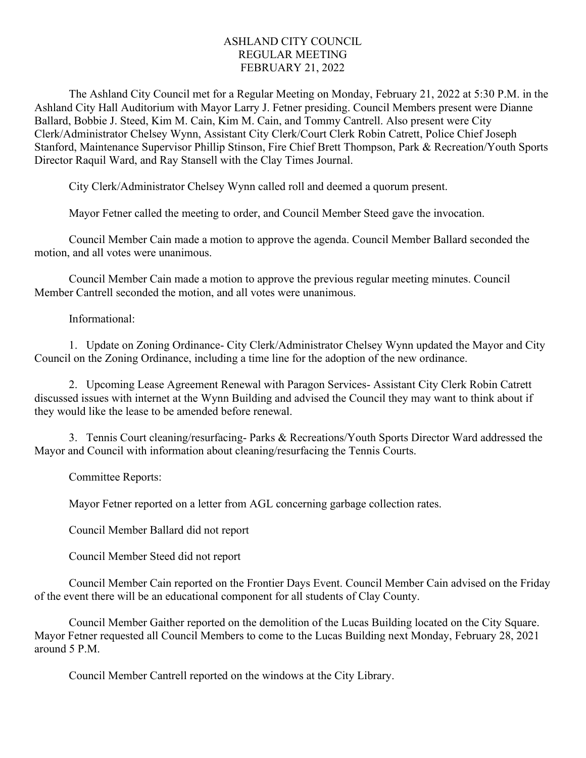# ASHLAND CITY COUNCIL
## REGULAR MEETING
## FEBRUARY 21, 2022

The Ashland City Council met for a Regular Meeting on Monday, February 21, 2022 at 5:30 P.M. in the Ashland City Hall Auditorium with Mayor Larry J. Fetner presiding. Council Members present were Dianne Ballard, Bobbie J. Steed, Kim M. Cain, Kim M. Cain, and Tommy Cantrell. Also present were City Clerk/Administrator Chelsey Wynn, Assistant City Clerk/Court Clerk Robin Catrett, Police Chief Joseph Stanford, Maintenance Supervisor Phillip Stinson, Fire Chief Brett Thompson, Park & Recreation/Youth Sports Director Raquil Ward, and Ray Stansell with the Clay Times Journal.

City Clerk/Administrator Chelsey Wynn called roll and deemed a quorum present.

Mayor Fetner called the meeting to order, and Council Member Steed gave the invocation.

Council Member Cain made a motion to approve the agenda. Council Member Ballard seconded the motion, and all votes were unanimous.

Council Member Cain made a motion to approve the previous regular meeting minutes. Council Member Cantrell seconded the motion, and all votes were unanimous.

Informational:

1. Update on Zoning Ordinance- City Clerk/Administrator Chelsey Wynn updated the Mayor and City Council on the Zoning Ordinance, including a time line for the adoption of the new ordinance.

2. Upcoming Lease Agreement Renewal with Paragon Services- Assistant City Clerk Robin Catrett discussed issues with internet at the Wynn Building and advised the Council they may want to think about if they would like the lease to be amended before renewal.

3. Tennis Court cleaning/resurfacing- Parks & Recreations/Youth Sports Director Ward addressed the Mayor and Council with information about cleaning/resurfacing the Tennis Courts.

Committee Reports:

Mayor Fetner reported on a letter from AGL concerning garbage collection rates.

Council Member Ballard did not report

Council Member Steed did not report

Council Member Cain reported on the Frontier Days Event. Council Member Cain advised on the Friday of the event there will be an educational component for all students of Clay County.

Council Member Gaither reported on the demolition of the Lucas Building located on the City Square. Mayor Fetner requested all Council Members to come to the Lucas Building next Monday, February 28, 2021 around 5 P.M.

Council Member Cantrell reported on the windows at the City Library.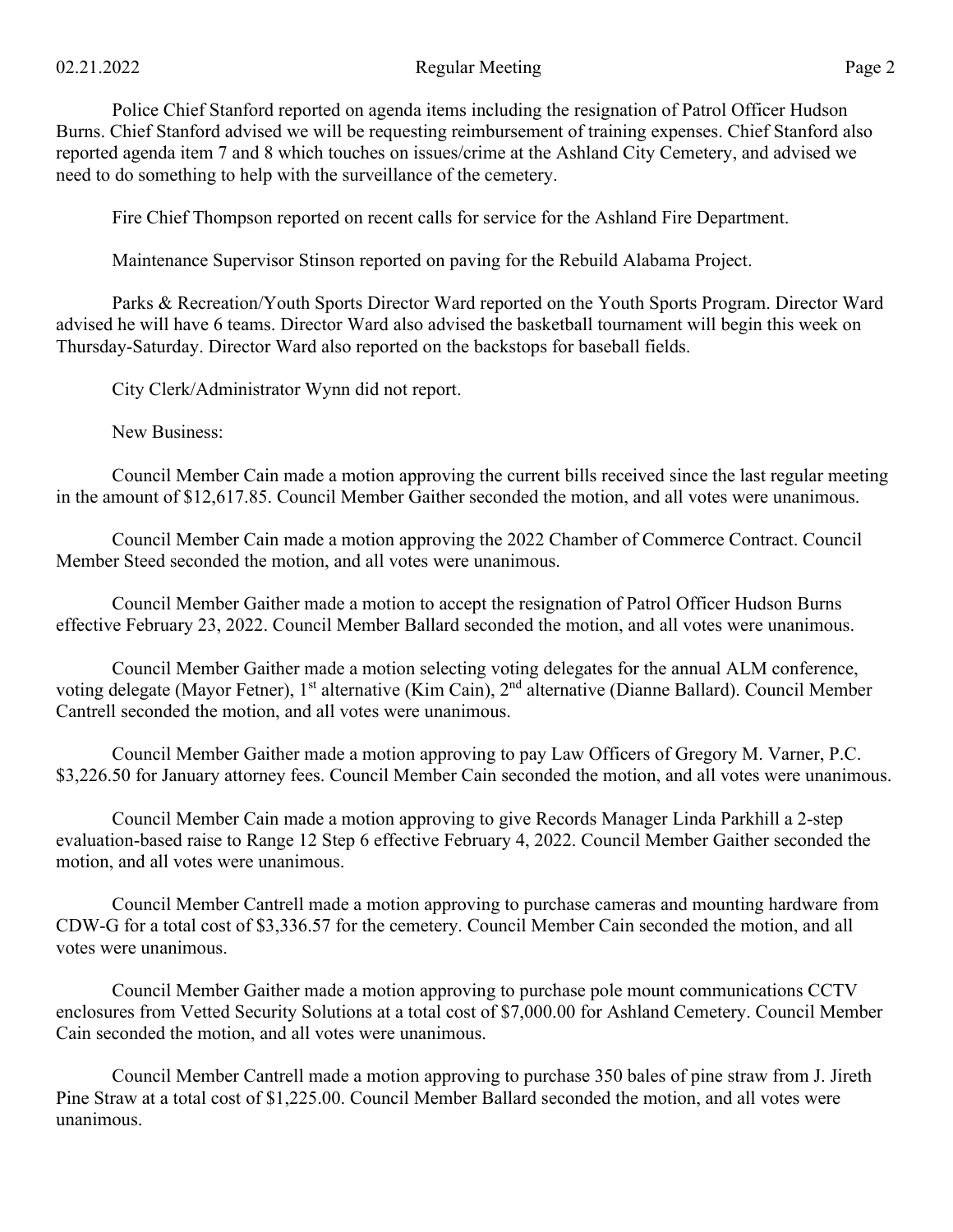Police Chief Stanford reported on agenda items including the resignation of Patrol Officer Hudson Burns. Chief Stanford advised we will be requesting reimbursement of training expenses. Chief Stanford also reported agenda item 7 and 8 which touches on issues/crime at the Ashland City Cemetery, and advised we need to do something to help with the surveillance of the cemetery.

Fire Chief Thompson reported on recent calls for service for the Ashland Fire Department.

Maintenance Supervisor Stinson reported on paving for the Rebuild Alabama Project.

Parks & Recreation/Youth Sports Director Ward reported on the Youth Sports Program. Director Ward advised he will have 6 teams. Director Ward also advised the basketball tournament will begin this week on Thursday-Saturday. Director Ward also reported on the backstops for baseball fields.

City Clerk/Administrator Wynn did not report.

New Business:

Council Member Cain made a motion approving the current bills received since the last regular meeting in the amount of $12,617.85. Council Member Gaither seconded the motion, and all votes were unanimous.

Council Member Cain made a motion approving the 2022 Chamber of Commerce Contract. Council Member Steed seconded the motion, and all votes were unanimous.

Council Member Gaither made a motion to accept the resignation of Patrol Officer Hudson Burns effective February 23, 2022. Council Member Ballard seconded the motion, and all votes were unanimous.

Council Member Gaither made a motion selecting voting delegates for the annual ALM conference, voting delegate (Mayor Fetner), 1st alternative (Kim Cain), 2nd alternative (Dianne Ballard). Council Member Cantrell seconded the motion, and all votes were unanimous.

Council Member Gaither made a motion approving to pay Law Officers of Gregory M. Varner, P.C. $3,226.50 for January attorney fees. Council Member Cain seconded the motion, and all votes were unanimous.

Council Member Cain made a motion approving to give Records Manager Linda Parkhill a 2-step evaluation-based raise to Range 12 Step 6 effective February 4, 2022. Council Member Gaither seconded the motion, and all votes were unanimous.

Council Member Cantrell made a motion approving to purchase cameras and mounting hardware from CDW-G for a total cost of $3,336.57 for the cemetery. Council Member Cain seconded the motion, and all votes were unanimous.

Council Member Gaither made a motion approving to purchase pole mount communications CCTV enclosures from Vetted Security Solutions at a total cost of $7,000.00 for Ashland Cemetery. Council Member Cain seconded the motion, and all votes were unanimous.

Council Member Cantrell made a motion approving to purchase 350 bales of pine straw from J. Jireth Pine Straw at a total cost of $1,225.00. Council Member Ballard seconded the motion, and all votes were unanimous.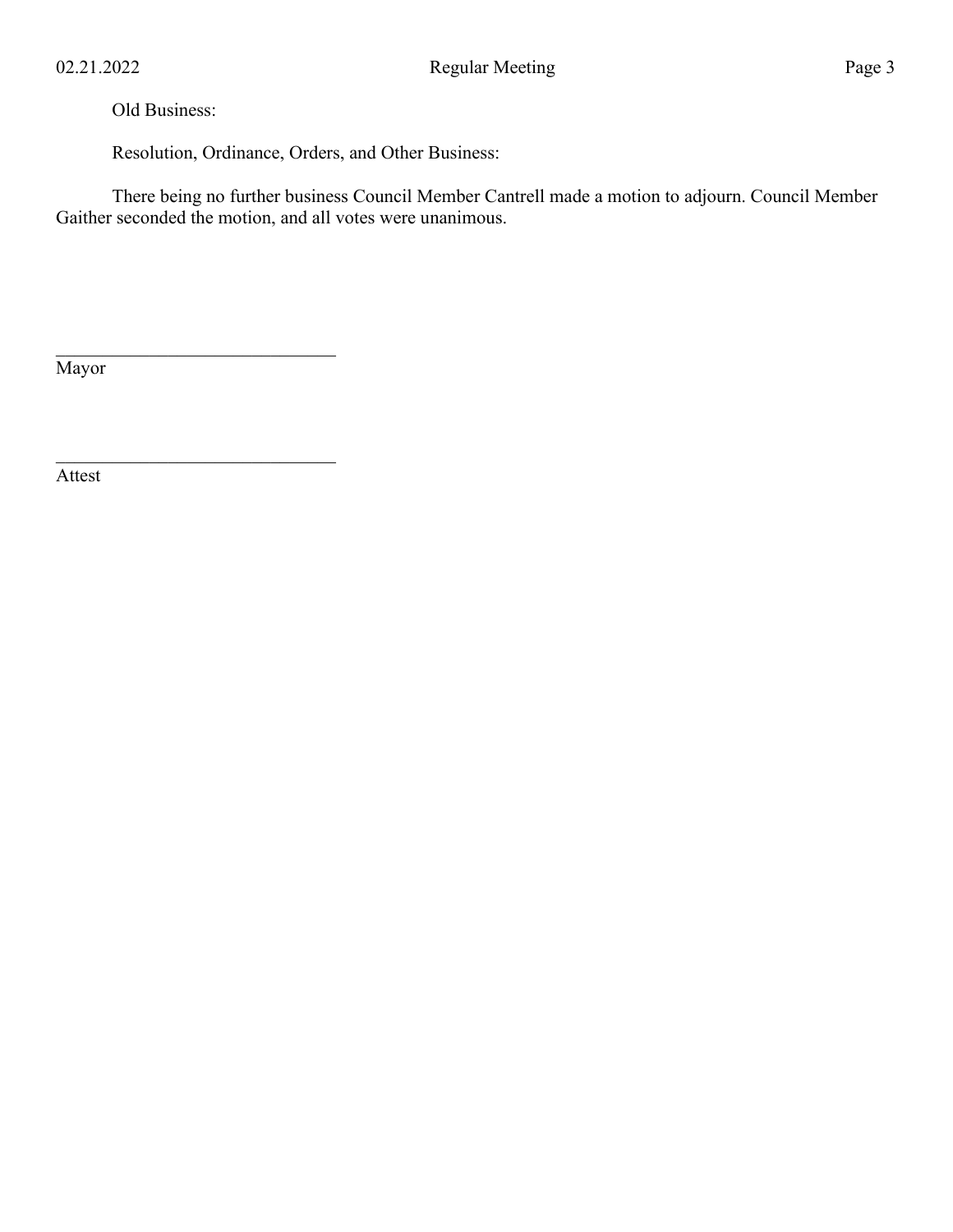Old Business:

Resolution, Ordinance, Orders, and Other Business:

There being no further business Council Member Cantrell made a motion to adjourn. Council Member Gaither seconded the motion, and all votes were unanimous.

\_\_\_\_\_\_\_\_\_\_\_\_\_\_\_\_\_\_\_\_\_\_\_\_\_\_\_\_\_\_
Mayor

\_\_\_\_\_\_\_\_\_\_\_\_\_\_\_\_\_\_\_\_\_\_\_\_\_\_\_\_\_\_
Attest